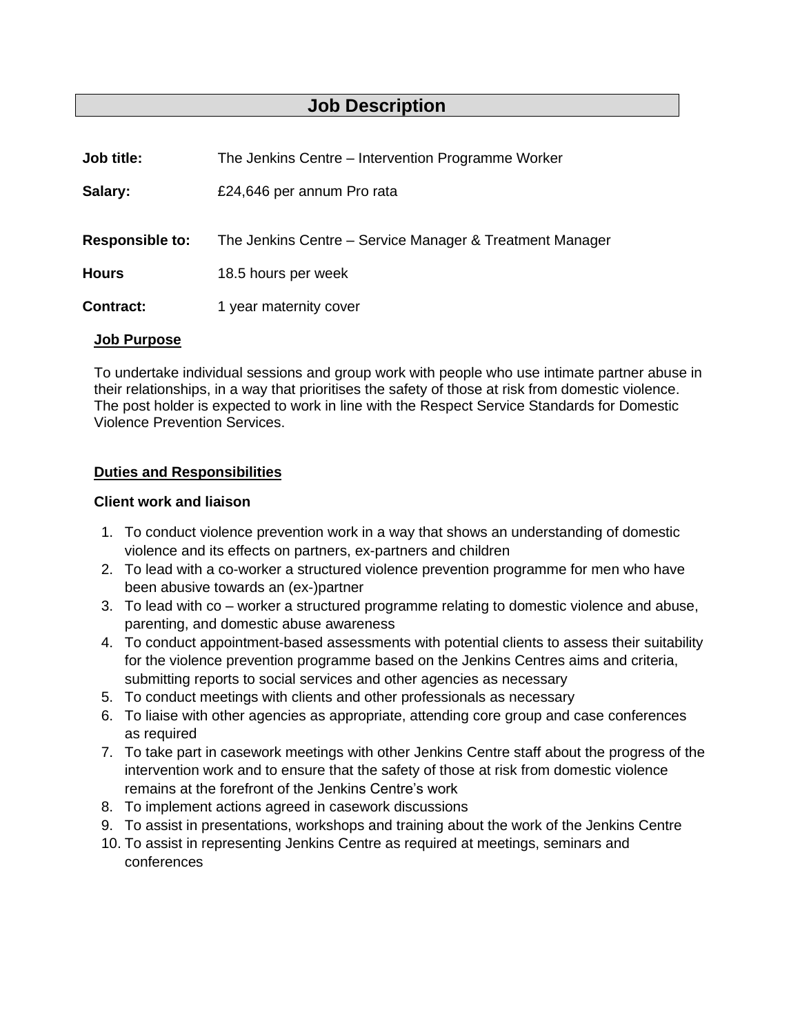# Job Description

| | |
|---|---|
| **Job title:** | The Jenkins Centre – Intervention Programme Worker |
| **Salary:** | £24,646 per annum Pro rata |
| **Responsible to:** | The Jenkins Centre – Service Manager & Treatment Manager |
| **Hours** | 18.5 hours per week |
| **Contract:** | 1 year maternity cover |

## Job Purpose

To undertake individual sessions and group work with people who use intimate partner abuse in their relationships, in a way that prioritises the safety of those at risk from domestic violence. The post holder is expected to work in line with the Respect Service Standards for Domestic Violence Prevention Services.

## Duties and Responsibilities

### Client work and liaison

1. To conduct violence prevention work in a way that shows an understanding of domestic violence and its effects on partners, ex-partners and children
2. To lead with a co-worker a structured violence prevention programme for men who have been abusive towards an (ex-)partner
3. To lead with co – worker a structured programme relating to domestic violence and abuse, parenting, and domestic abuse awareness
4. To conduct appointment-based assessments with potential clients to assess their suitability for the violence prevention programme based on the Jenkins Centres aims and criteria, submitting reports to social services and other agencies as necessary
5. To conduct meetings with clients and other professionals as necessary
6. To liaise with other agencies as appropriate, attending core group and case conferences as required
7. To take part in casework meetings with other Jenkins Centre staff about the progress of the intervention work and to ensure that the safety of those at risk from domestic violence remains at the forefront of the Jenkins Centre's work
8. To implement actions agreed in casework discussions
9. To assist in presentations, workshops and training about the work of the Jenkins Centre
10. To assist in representing Jenkins Centre as required at meetings, seminars and conferences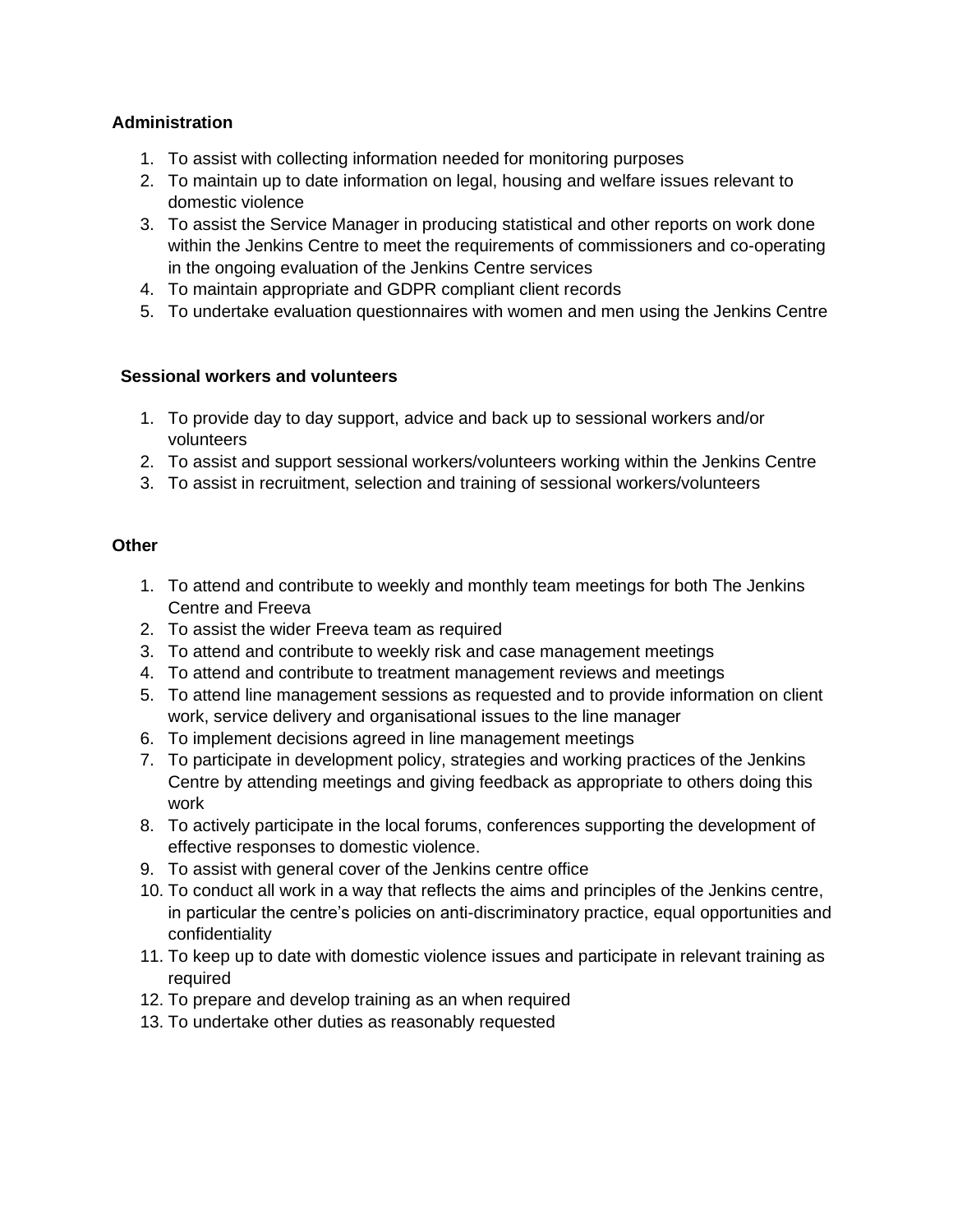**Administration**

1. To assist with collecting information needed for monitoring purposes
2. To maintain up to date information on legal, housing and welfare issues relevant to domestic violence
3. To assist the Service Manager in producing statistical and other reports on work done within the Jenkins Centre to meet the requirements of commissioners and co-operating in the ongoing evaluation of the Jenkins Centre services
4. To maintain appropriate and GDPR compliant client records
5. To undertake evaluation questionnaires with women and men using the Jenkins Centre

**Sessional workers and volunteers**

1. To provide day to day support, advice and back up to sessional workers and/or volunteers
2. To assist and support sessional workers/volunteers working within the Jenkins Centre
3. To assist in recruitment, selection and training of sessional workers/volunteers

**Other**

1. To attend and contribute to weekly and monthly team meetings for both The Jenkins Centre and Freeva
2. To assist the wider Freeva team as required
3. To attend and contribute to weekly risk and case management meetings
4. To attend and contribute to treatment management reviews and meetings
5. To attend line management sessions as requested and to provide information on client work, service delivery and organisational issues to the line manager
6. To implement decisions agreed in line management meetings
7. To participate in development policy, strategies and working practices of the Jenkins Centre by attending meetings and giving feedback as appropriate to others doing this work
8. To actively participate in the local forums, conferences supporting the development of effective responses to domestic violence.
9. To assist with general cover of the Jenkins centre office
10. To conduct all work in a way that reflects the aims and principles of the Jenkins centre, in particular the centre's policies on anti-discriminatory practice, equal opportunities and confidentiality
11. To keep up to date with domestic violence issues and participate in relevant training as required
12. To prepare and develop training as an when required
13. To undertake other duties as reasonably requested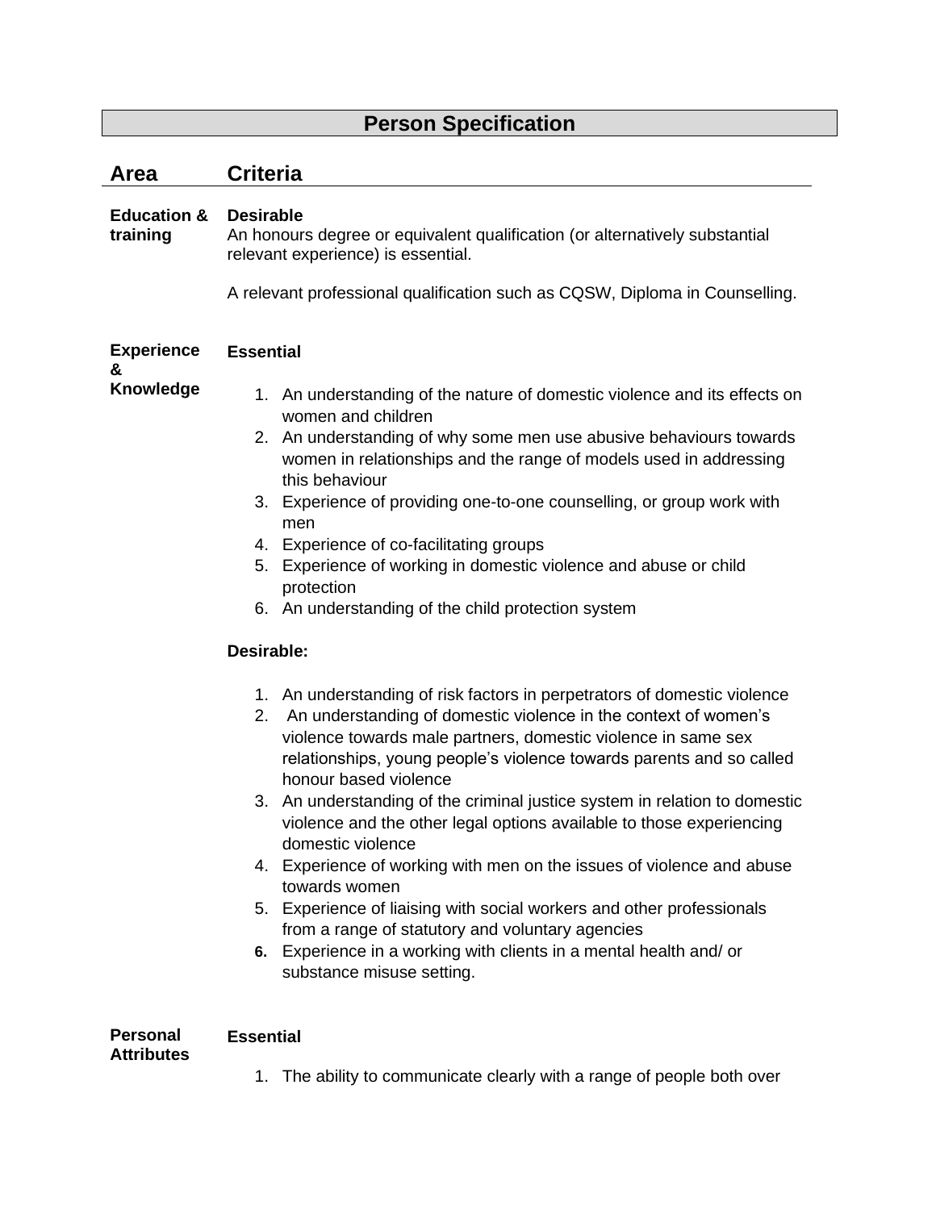# Person Specification

| Area | Criteria |
|---|---|
| **Education & training** | **Desirable**<br>An honours degree or equivalent qualification (or alternatively substantial relevant experience) is essential.<br><br>A relevant professional qualification such as CQSW, Diploma in Counselling. |
| **Experience & Knowledge** | **Essential**<br><br>1. An understanding of the nature of domestic violence and its effects on women and children<br>2. An understanding of why some men use abusive behaviours towards women in relationships and the range of models used in addressing this behaviour<br>3. Experience of providing one-to-one counselling, or group work with men<br>4. Experience of co-facilitating groups<br>5. Experience of working in domestic violence and abuse or child protection<br>6. An understanding of the child protection system<br><br>**Desirable:**<br><br>1. An understanding of risk factors in perpetrators of domestic violence<br>2. An understanding of domestic violence in the context of women's violence towards male partners, domestic violence in same sex relationships, young people's violence towards parents and so called honour based violence<br>3. An understanding of the criminal justice system in relation to domestic violence and the other legal options available to those experiencing domestic violence<br>4. Experience of working with men on the issues of violence and abuse towards women<br>5. Experience of liaising with social workers and other professionals from a range of statutory and voluntary agencies<br>6. Experience in a working with clients in a mental health and/ or substance misuse setting. |
| **Personal Attributes** | **Essential**<br><br>1. The ability to communicate clearly with a range of people both over |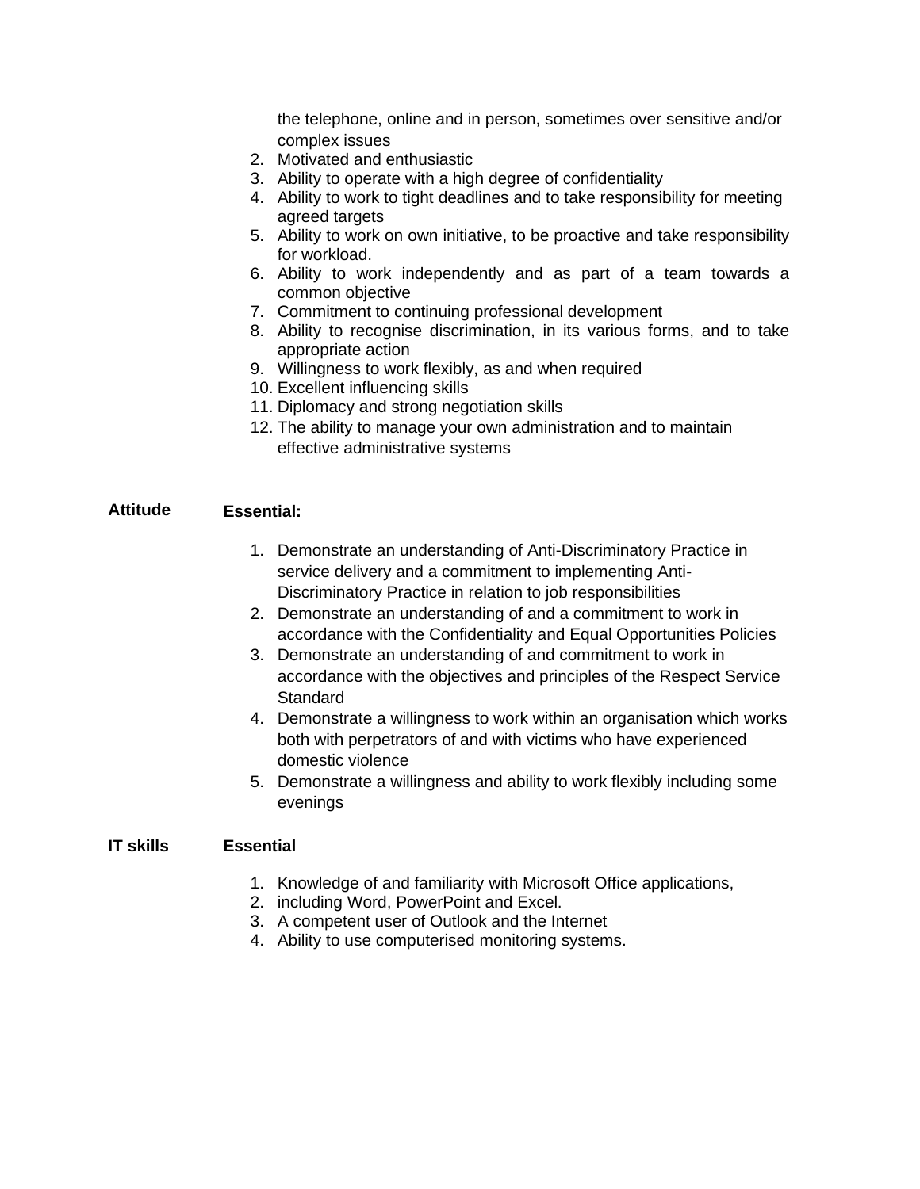the telephone, online and in person, sometimes over sensitive and/or complex issues
2. Motivated and enthusiastic
3. Ability to operate with a high degree of confidentiality
4. Ability to work to tight deadlines and to take responsibility for meeting agreed targets
5. Ability to work on own initiative, to be proactive and take responsibility for workload.
6. Ability to work independently and as part of a team towards a common objective
7. Commitment to continuing professional development
8. Ability to recognise discrimination, in its various forms, and to take appropriate action
9. Willingness to work flexibly, as and when required
10. Excellent influencing skills
11. Diplomacy and strong negotiation skills
12. The ability to manage your own administration and to maintain effective administrative systems

**Attitude** **Essential:**

1. Demonstrate an understanding of Anti-Discriminatory Practice in service delivery and a commitment to implementing Anti-Discriminatory Practice in relation to job responsibilities
2. Demonstrate an understanding of and a commitment to work in accordance with the Confidentiality and Equal Opportunities Policies
3. Demonstrate an understanding of and commitment to work in accordance with the objectives and principles of the Respect Service Standard
4. Demonstrate a willingness to work within an organisation which works both with perpetrators of and with victims who have experienced domestic violence
5. Demonstrate a willingness and ability to work flexibly including some evenings

**IT skills** **Essential**

1. Knowledge of and familiarity with Microsoft Office applications,
2. including Word, PowerPoint and Excel.
3. A competent user of Outlook and the Internet
4. Ability to use computerised monitoring systems.